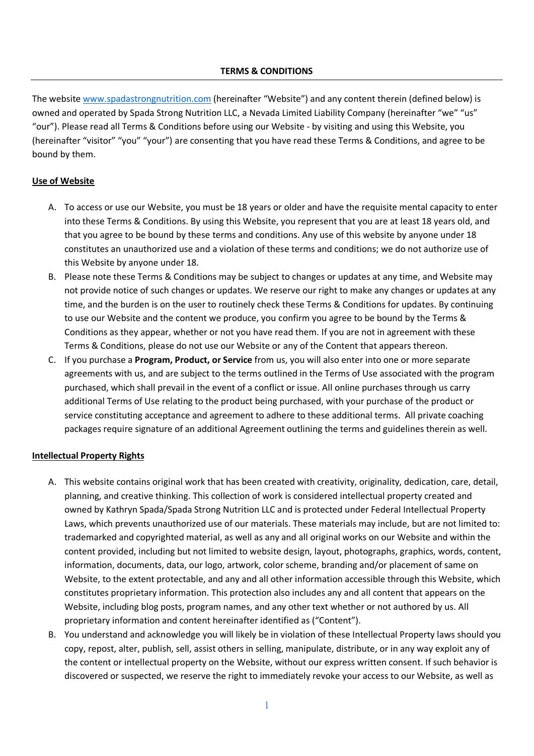**TERMS & CONDITIONS**

The website [www.spadastrongnutrition.com](http://www.spadastrongnutrition.com) (hereinafter "Website") and any content therein (defined below) is owned and operated by Spada Strong Nutrition LLC, a Nevada Limited Liability Company (hereinafter "we" "us" "our"). Please read all Terms & Conditions before using our Website - by visiting and using this Website, you (hereinafter "visitor" "you" "your") are consenting that you have read these Terms & Conditions, and agree to be bound by them.

**Use of Website**

A. To access or use our Website, you must be 18 years or older and have the requisite mental capacity to enter into these Terms & Conditions. By using this Website, you represent that you are at least 18 years old, and that you agree to be bound by these terms and conditions. Any use of this website by anyone under 18 constitutes an unauthorized use and a violation of these terms and conditions; we do not authorize use of this Website by anyone under 18.
B. Please note these Terms & Conditions may be subject to changes or updates at any time, and Website may not provide notice of such changes or updates. We reserve our right to make any changes or updates at any time, and the burden is on the user to routinely check these Terms & Conditions for updates. By continuing to use our Website and the content we produce, you confirm you agree to be bound by the Terms & Conditions as they appear, whether or not you have read them. If you are not in agreement with these Terms & Conditions, please do not use our Website or any of the Content that appears thereon.
C. If you purchase a **Program, Product, or Service** from us, you will also enter into one or more separate agreements with us, and are subject to the terms outlined in the Terms of Use associated with the program purchased, which shall prevail in the event of a conflict or issue. All online purchases through us carry additional Terms of Use relating to the product being purchased, with your purchase of the product or service constituting acceptance and agreement to adhere to these additional terms. All private coaching packages require signature of an additional Agreement outlining the terms and guidelines therein as well.

**Intellectual Property Rights**

A. This website contains original work that has been created with creativity, originality, dedication, care, detail, planning, and creative thinking. This collection of work is considered intellectual property created and owned by Kathryn Spada/Spada Strong Nutrition LLC and is protected under Federal Intellectual Property Laws, which prevents unauthorized use of our materials. These materials may include, but are not limited to: trademarked and copyrighted material, as well as any and all original works on our Website and within the content provided, including but not limited to website design, layout, photographs, graphics, words, content, information, documents, data, our logo, artwork, color scheme, branding and/or placement of same on Website, to the extent protectable, and any and all other information accessible through this Website, which constitutes proprietary information. This protection also includes any and all content that appears on the Website, including blog posts, program names, and any other text whether or not authored by us. All proprietary information and content hereinafter identified as ("Content").
B. You understand and acknowledge you will likely be in violation of these Intellectual Property laws should you copy, repost, alter, publish, sell, assist others in selling, manipulate, distribute, or in any way exploit any of the content or intellectual property on the Website, without our express written consent. If such behavior is discovered or suspected, we reserve the right to immediately revoke your access to our Website, as well as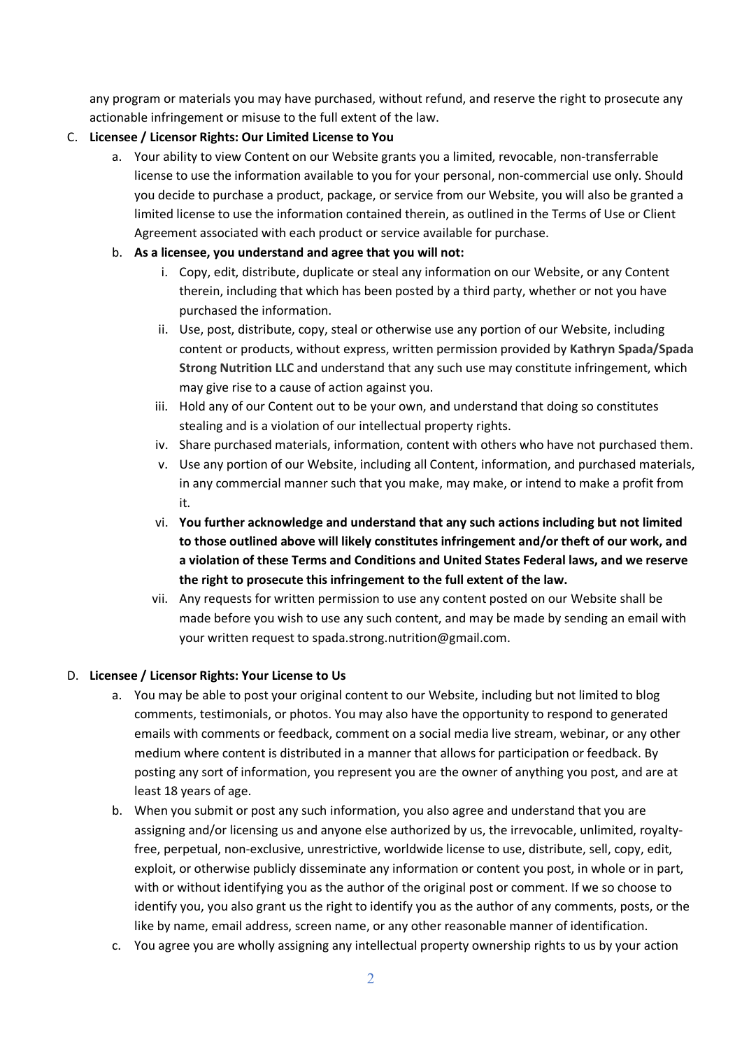any program or materials you may have purchased, without refund, and reserve the right to prosecute any actionable infringement or misuse to the full extent of the law.

C. **Licensee / Licensor Rights: Our Limited License to You**

   a. Your ability to view Content on our Website grants you a limited, revocable, non-transferrable license to use the information available to you for your personal, non-commercial use only. Should you decide to purchase a product, package, or service from our Website, you will also be granted a limited license to use the information contained therein, as outlined in the Terms of Use or Client Agreement associated with each product or service available for purchase.

   b. **As a licensee, you understand and agree that you will not:**

      i. Copy, edit, distribute, duplicate or steal any information on our Website, or any Content therein, including that which has been posted by a third party, whether or not you have purchased the information.

      ii. Use, post, distribute, copy, steal or otherwise use any portion of our Website, including content or products, without express, written permission provided by **Kathryn Spada/Spada Strong Nutrition LLC** and understand that any such use may constitute infringement, which may give rise to a cause of action against you.

      iii. Hold any of our Content out to be your own, and understand that doing so constitutes stealing and is a violation of our intellectual property rights.

      iv. Share purchased materials, information, content with others who have not purchased them.

      v. Use any portion of our Website, including all Content, information, and purchased materials, in any commercial manner such that you make, may make, or intend to make a profit from it.

      vi. **You further acknowledge and understand that any such actions including but not limited to those outlined above will likely constitutes infringement and/or theft of our work, and a violation of these Terms and Conditions and United States Federal laws, and we reserve the right to prosecute this infringement to the full extent of the law.**

      vii. Any requests for written permission to use any content posted on our Website shall be made before you wish to use any such content, and may be made by sending an email with your written request to spada.strong.nutrition@gmail.com.

D. **Licensee / Licensor Rights: Your License to Us**

   a. You may be able to post your original content to our Website, including but not limited to blog comments, testimonials, or photos. You may also have the opportunity to respond to generated emails with comments or feedback, comment on a social media live stream, webinar, or any other medium where content is distributed in a manner that allows for participation or feedback. By posting any sort of information, you represent you are the owner of anything you post, and are at least 18 years of age.

   b. When you submit or post any such information, you also agree and understand that you are assigning and/or licensing us and anyone else authorized by us, the irrevocable, unlimited, royalty-free, perpetual, non-exclusive, unrestrictive, worldwide license to use, distribute, sell, copy, edit, exploit, or otherwise publicly disseminate any information or content you post, in whole or in part, with or without identifying you as the author of the original post or comment. If we so choose to identify you, you also grant us the right to identify you as the author of any comments, posts, or the like by name, email address, screen name, or any other reasonable manner of identification.

   c. You agree you are wholly assigning any intellectual property ownership rights to us by your action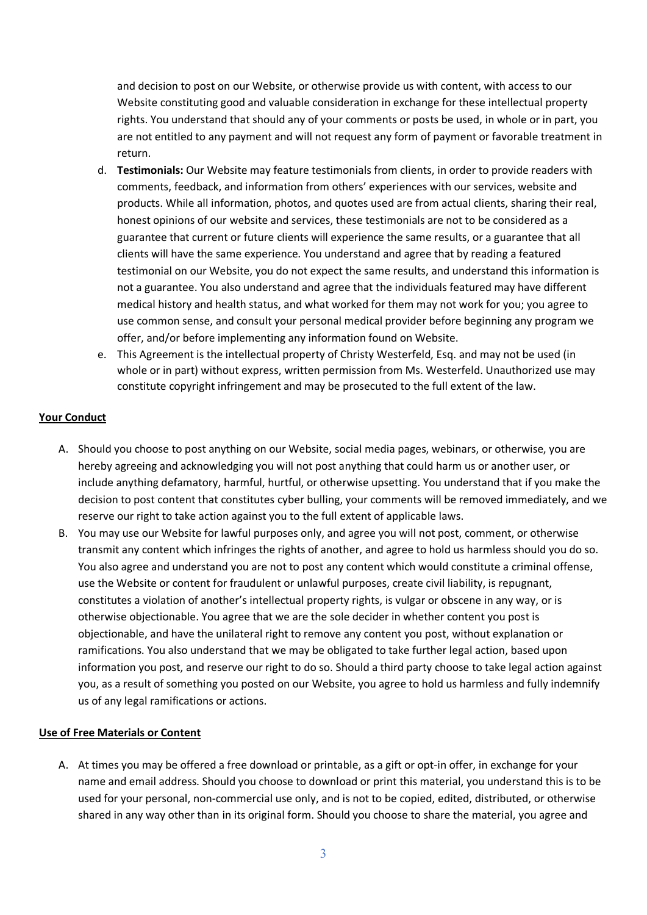and decision to post on our Website, or otherwise provide us with content, with access to our Website constituting good and valuable consideration in exchange for these intellectual property rights. You understand that should any of your comments or posts be used, in whole or in part, you are not entitled to any payment and will not request any form of payment or favorable treatment in return.

d. **Testimonials:** Our Website may feature testimonials from clients, in order to provide readers with comments, feedback, and information from others' experiences with our services, website and products. While all information, photos, and quotes used are from actual clients, sharing their real, honest opinions of our website and services, these testimonials are not to be considered as a guarantee that current or future clients will experience the same results, or a guarantee that all clients will have the same experience. You understand and agree that by reading a featured testimonial on our Website, you do not expect the same results, and understand this information is not a guarantee. You also understand and agree that the individuals featured may have different medical history and health status, and what worked for them may not work for you; you agree to use common sense, and consult your personal medical provider before beginning any program we offer, and/or before implementing any information found on Website.

e. This Agreement is the intellectual property of Christy Westerfeld, Esq. and may not be used (in whole or in part) without express, written permission from Ms. Westerfeld. Unauthorized use may constitute copyright infringement and may be prosecuted to the full extent of the law.

**Your Conduct**

A. Should you choose to post anything on our Website, social media pages, webinars, or otherwise, you are hereby agreeing and acknowledging you will not post anything that could harm us or another user, or include anything defamatory, harmful, hurtful, or otherwise upsetting. You understand that if you make the decision to post content that constitutes cyber bulling, your comments will be removed immediately, and we reserve our right to take action against you to the full extent of applicable laws.

B. You may use our Website for lawful purposes only, and agree you will not post, comment, or otherwise transmit any content which infringes the rights of another, and agree to hold us harmless should you do so. You also agree and understand you are not to post any content which would constitute a criminal offense, use the Website or content for fraudulent or unlawful purposes, create civil liability, is repugnant, constitutes a violation of another's intellectual property rights, is vulgar or obscene in any way, or is otherwise objectionable. You agree that we are the sole decider in whether content you post is objectionable, and have the unilateral right to remove any content you post, without explanation or ramifications. You also understand that we may be obligated to take further legal action, based upon information you post, and reserve our right to do so. Should a third party choose to take legal action against you, as a result of something you posted on our Website, you agree to hold us harmless and fully indemnify us of any legal ramifications or actions.

**Use of Free Materials or Content**

A. At times you may be offered a free download or printable, as a gift or opt-in offer, in exchange for your name and email address. Should you choose to download or print this material, you understand this is to be used for your personal, non-commercial use only, and is not to be copied, edited, distributed, or otherwise shared in any way other than in its original form. Should you choose to share the material, you agree and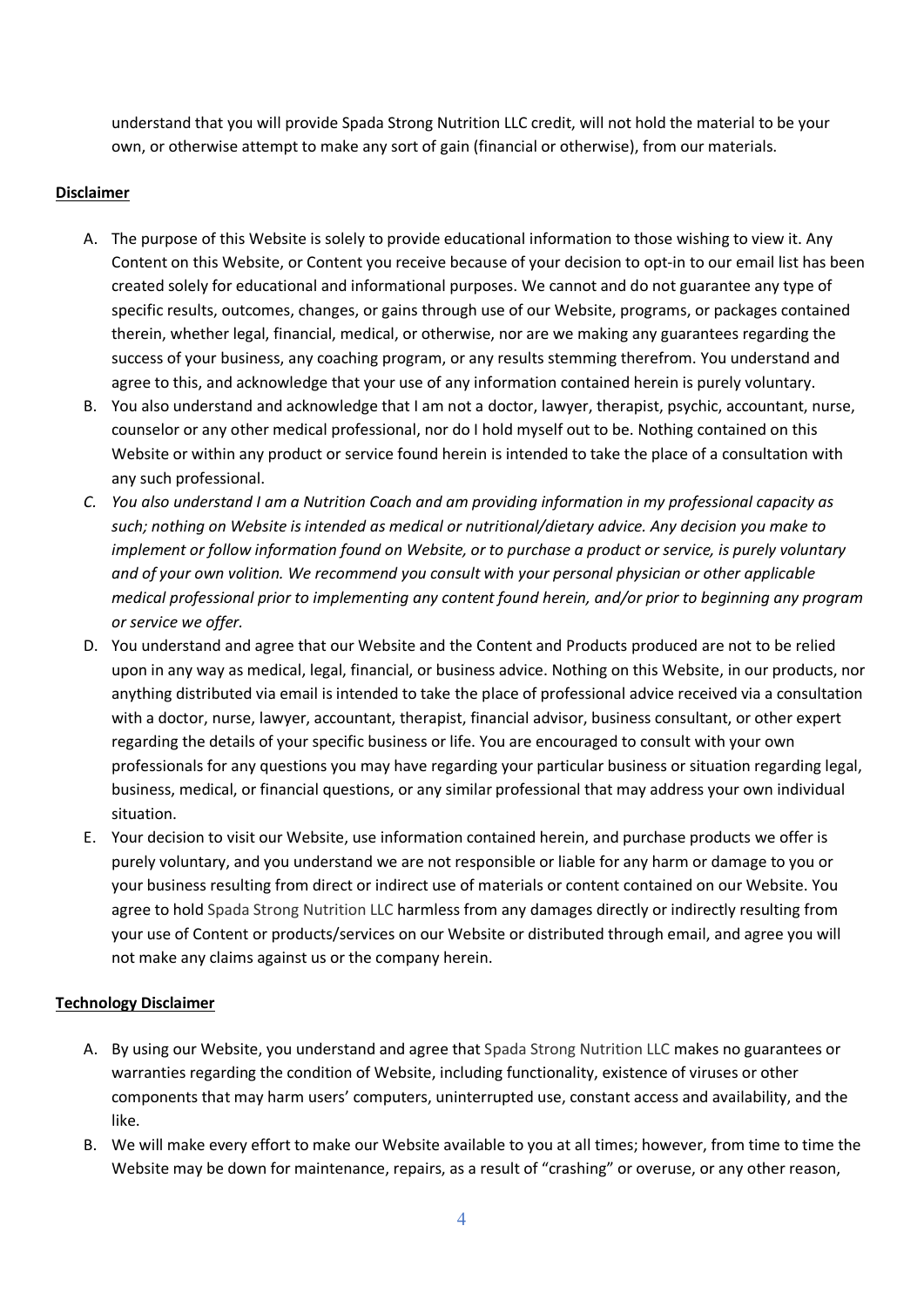understand that you will provide Spada Strong Nutrition LLC credit, will not hold the material to be your own, or otherwise attempt to make any sort of gain (financial or otherwise), from our materials.

**Disclaimer**

A. The purpose of this Website is solely to provide educational information to those wishing to view it. Any Content on this Website, or Content you receive because of your decision to opt-in to our email list has been created solely for educational and informational purposes. We cannot and do not guarantee any type of specific results, outcomes, changes, or gains through use of our Website, programs, or packages contained therein, whether legal, financial, medical, or otherwise, nor are we making any guarantees regarding the success of your business, any coaching program, or any results stemming therefrom. You understand and agree to this, and acknowledge that your use of any information contained herein is purely voluntary.
B. You also understand and acknowledge that I am not a doctor, lawyer, therapist, psychic, accountant, nurse, counselor or any other medical professional, nor do I hold myself out to be. Nothing contained on this Website or within any product or service found herein is intended to take the place of a consultation with any such professional.
C. *You also understand I am a Nutrition Coach and am providing information in my professional capacity as such; nothing on Website is intended as medical or nutritional/dietary advice. Any decision you make to implement or follow information found on Website, or to purchase a product or service, is purely voluntary and of your own volition. We recommend you consult with your personal physician or other applicable medical professional prior to implementing any content found herein, and/or prior to beginning any program or service we offer.*
D. You understand and agree that our Website and the Content and Products produced are not to be relied upon in any way as medical, legal, financial, or business advice. Nothing on this Website, in our products, nor anything distributed via email is intended to take the place of professional advice received via a consultation with a doctor, nurse, lawyer, accountant, therapist, financial advisor, business consultant, or other expert regarding the details of your specific business or life. You are encouraged to consult with your own professionals for any questions you may have regarding your particular business or situation regarding legal, business, medical, or financial questions, or any similar professional that may address your own individual situation.
E. Your decision to visit our Website, use information contained herein, and purchase products we offer is purely voluntary, and you understand we are not responsible or liable for any harm or damage to you or your business resulting from direct or indirect use of materials or content contained on our Website. You agree to hold Spada Strong Nutrition LLC harmless from any damages directly or indirectly resulting from your use of Content or products/services on our Website or distributed through email, and agree you will not make any claims against us or the company herein.

**Technology Disclaimer**

A. By using our Website, you understand and agree that Spada Strong Nutrition LLC makes no guarantees or warranties regarding the condition of Website, including functionality, existence of viruses or other components that may harm users' computers, uninterrupted use, constant access and availability, and the like.
B. We will make every effort to make our Website available to you at all times; however, from time to time the Website may be down for maintenance, repairs, as a result of "crashing" or overuse, or any other reason,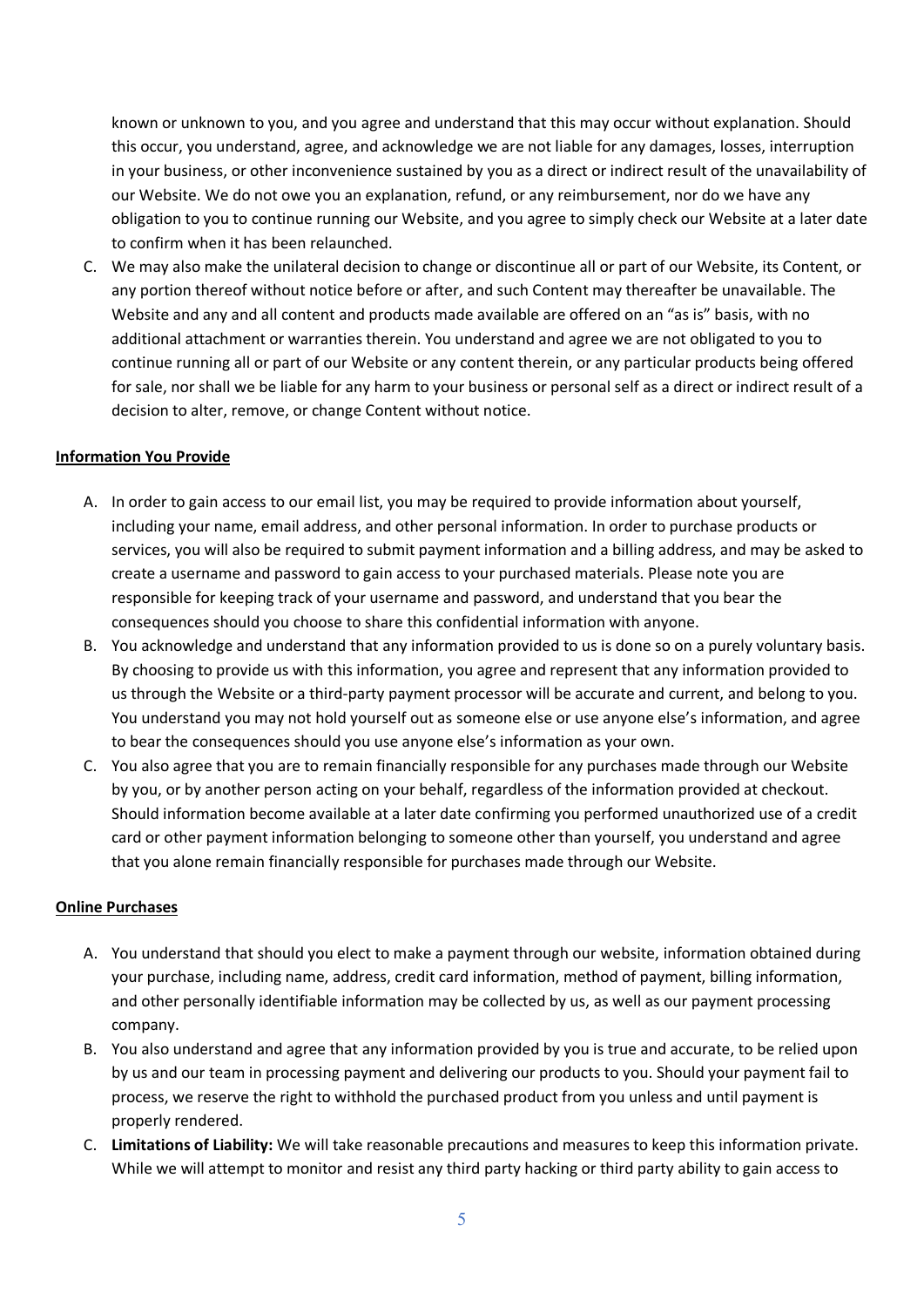known or unknown to you, and you agree and understand that this may occur without explanation. Should this occur, you understand, agree, and acknowledge we are not liable for any damages, losses, interruption in your business, or other inconvenience sustained by you as a direct or indirect result of the unavailability of our Website. We do not owe you an explanation, refund, or any reimbursement, nor do we have any obligation to you to continue running our Website, and you agree to simply check our Website at a later date to confirm when it has been relaunched.

C. We may also make the unilateral decision to change or discontinue all or part of our Website, its Content, or any portion thereof without notice before or after, and such Content may thereafter be unavailable. The Website and any and all content and products made available are offered on an "as is" basis, with no additional attachment or warranties therein. You understand and agree we are not obligated to you to continue running all or part of our Website or any content therein, or any particular products being offered for sale, nor shall we be liable for any harm to your business or personal self as a direct or indirect result of a decision to alter, remove, or change Content without notice.

**Information You Provide**

A. In order to gain access to our email list, you may be required to provide information about yourself, including your name, email address, and other personal information. In order to purchase products or services, you will also be required to submit payment information and a billing address, and may be asked to create a username and password to gain access to your purchased materials. Please note you are responsible for keeping track of your username and password, and understand that you bear the consequences should you choose to share this confidential information with anyone.

B. You acknowledge and understand that any information provided to us is done so on a purely voluntary basis. By choosing to provide us with this information, you agree and represent that any information provided to us through the Website or a third-party payment processor will be accurate and current, and belong to you. You understand you may not hold yourself out as someone else or use anyone else's information, and agree to bear the consequences should you use anyone else's information as your own.

C. You also agree that you are to remain financially responsible for any purchases made through our Website by you, or by another person acting on your behalf, regardless of the information provided at checkout. Should information become available at a later date confirming you performed unauthorized use of a credit card or other payment information belonging to someone other than yourself, you understand and agree that you alone remain financially responsible for purchases made through our Website.

**Online Purchases**

A. You understand that should you elect to make a payment through our website, information obtained during your purchase, including name, address, credit card information, method of payment, billing information, and other personally identifiable information may be collected by us, as well as our payment processing company.

B. You also understand and agree that any information provided by you is true and accurate, to be relied upon by us and our team in processing payment and delivering our products to you. Should your payment fail to process, we reserve the right to withhold the purchased product from you unless and until payment is properly rendered.

C. **Limitations of Liability:** We will take reasonable precautions and measures to keep this information private. While we will attempt to monitor and resist any third party hacking or third party ability to gain access to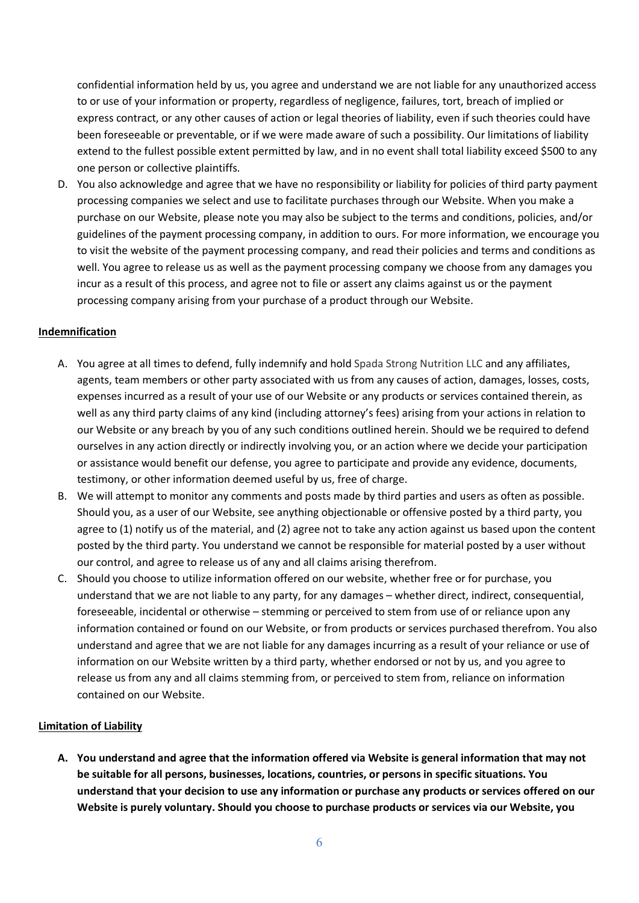confidential information held by us, you agree and understand we are not liable for any unauthorized access to or use of your information or property, regardless of negligence, failures, tort, breach of implied or express contract, or any other causes of action or legal theories of liability, even if such theories could have been foreseeable or preventable, or if we were made aware of such a possibility. Our limitations of liability extend to the fullest possible extent permitted by law, and in no event shall total liability exceed $500 to any one person or collective plaintiffs.

D. You also acknowledge and agree that we have no responsibility or liability for policies of third party payment processing companies we select and use to facilitate purchases through our Website. When you make a purchase on our Website, please note you may also be subject to the terms and conditions, policies, and/or guidelines of the payment processing company, in addition to ours. For more information, we encourage you to visit the website of the payment processing company, and read their policies and terms and conditions as well. You agree to release us as well as the payment processing company we choose from any damages you incur as a result of this process, and agree not to file or assert any claims against us or the payment processing company arising from your purchase of a product through our Website.

**Indemnification**

A. You agree at all times to defend, fully indemnify and hold Spada Strong Nutrition LLC and any affiliates, agents, team members or other party associated with us from any causes of action, damages, losses, costs, expenses incurred as a result of your use of our Website or any products or services contained therein, as well as any third party claims of any kind (including attorney's fees) arising from your actions in relation to our Website or any breach by you of any such conditions outlined herein. Should we be required to defend ourselves in any action directly or indirectly involving you, or an action where we decide your participation or assistance would benefit our defense, you agree to participate and provide any evidence, documents, testimony, or other information deemed useful by us, free of charge.
B. We will attempt to monitor any comments and posts made by third parties and users as often as possible. Should you, as a user of our Website, see anything objectionable or offensive posted by a third party, you agree to (1) notify us of the material, and (2) agree not to take any action against us based upon the content posted by the third party. You understand we cannot be responsible for material posted by a user without our control, and agree to release us of any and all claims arising therefrom.
C. Should you choose to utilize information offered on our website, whether free or for purchase, you understand that we are not liable to any party, for any damages – whether direct, indirect, consequential, foreseeable, incidental or otherwise – stemming or perceived to stem from use of or reliance upon any information contained or found on our Website, or from products or services purchased therefrom. You also understand and agree that we are not liable for any damages incurring as a result of your reliance or use of information on our Website written by a third party, whether endorsed or not by us, and you agree to release us from any and all claims stemming from, or perceived to stem from, reliance on information contained on our Website.

**Limitation of Liability**

**A. You understand and agree that the information offered via Website is general information that may not be suitable for all persons, businesses, locations, countries, or persons in specific situations. You understand that your decision to use any information or purchase any products or services offered on our Website is purely voluntary. Should you choose to purchase products or services via our Website, you**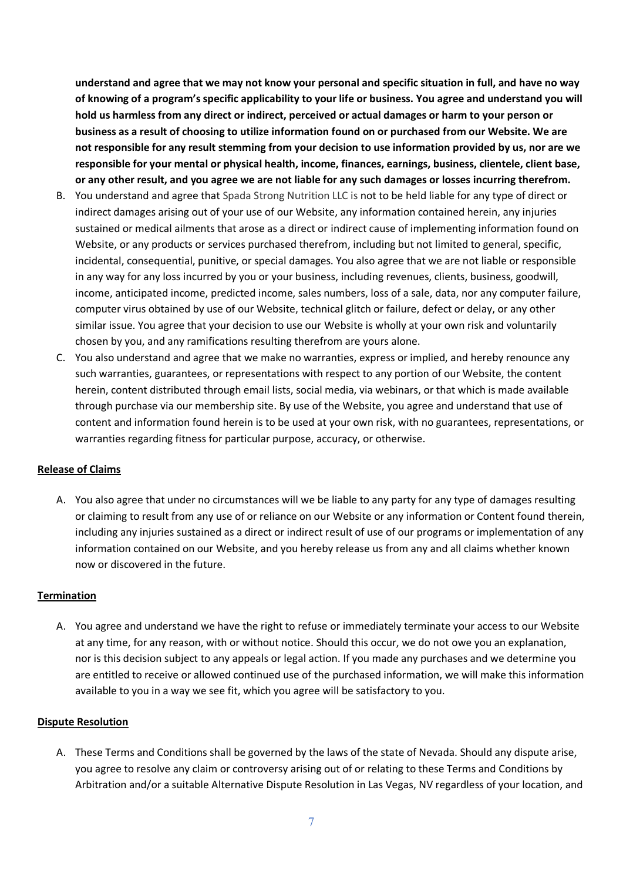**understand and agree that we may not know your personal and specific situation in full, and have no way of knowing of a program's specific applicability to your life or business. You agree and understand you will hold us harmless from any direct or indirect, perceived or actual damages or harm to your person or business as a result of choosing to utilize information found on or purchased from our Website. We are not responsible for any result stemming from your decision to use information provided by us, nor are we responsible for your mental or physical health, income, finances, earnings, business, clientele, client base, or any other result, and you agree we are not liable for any such damages or losses incurring therefrom.**

B. You understand and agree that Spada Strong Nutrition LLC is not to be held liable for any type of direct or indirect damages arising out of your use of our Website, any information contained herein, any injuries sustained or medical ailments that arose as a direct or indirect cause of implementing information found on Website, or any products or services purchased therefrom, including but not limited to general, specific, incidental, consequential, punitive, or special damages. You also agree that we are not liable or responsible in any way for any loss incurred by you or your business, including revenues, clients, business, goodwill, income, anticipated income, predicted income, sales numbers, loss of a sale, data, nor any computer failure, computer virus obtained by use of our Website, technical glitch or failure, defect or delay, or any other similar issue. You agree that your decision to use our Website is wholly at your own risk and voluntarily chosen by you, and any ramifications resulting therefrom are yours alone.

C. You also understand and agree that we make no warranties, express or implied, and hereby renounce any such warranties, guarantees, or representations with respect to any portion of our Website, the content herein, content distributed through email lists, social media, via webinars, or that which is made available through purchase via our membership site. By use of the Website, you agree and understand that use of content and information found herein is to be used at your own risk, with no guarantees, representations, or warranties regarding fitness for particular purpose, accuracy, or otherwise.

**Release of Claims**

A. You also agree that under no circumstances will we be liable to any party for any type of damages resulting or claiming to result from any use of or reliance on our Website or any information or Content found therein, including any injuries sustained as a direct or indirect result of use of our programs or implementation of any information contained on our Website, and you hereby release us from any and all claims whether known now or discovered in the future.

**Termination**

A. You agree and understand we have the right to refuse or immediately terminate your access to our Website at any time, for any reason, with or without notice. Should this occur, we do not owe you an explanation, nor is this decision subject to any appeals or legal action. If you made any purchases and we determine you are entitled to receive or allowed continued use of the purchased information, we will make this information available to you in a way we see fit, which you agree will be satisfactory to you.

**Dispute Resolution**

A. These Terms and Conditions shall be governed by the laws of the state of Nevada. Should any dispute arise, you agree to resolve any claim or controversy arising out of or relating to these Terms and Conditions by Arbitration and/or a suitable Alternative Dispute Resolution in Las Vegas, NV regardless of your location, and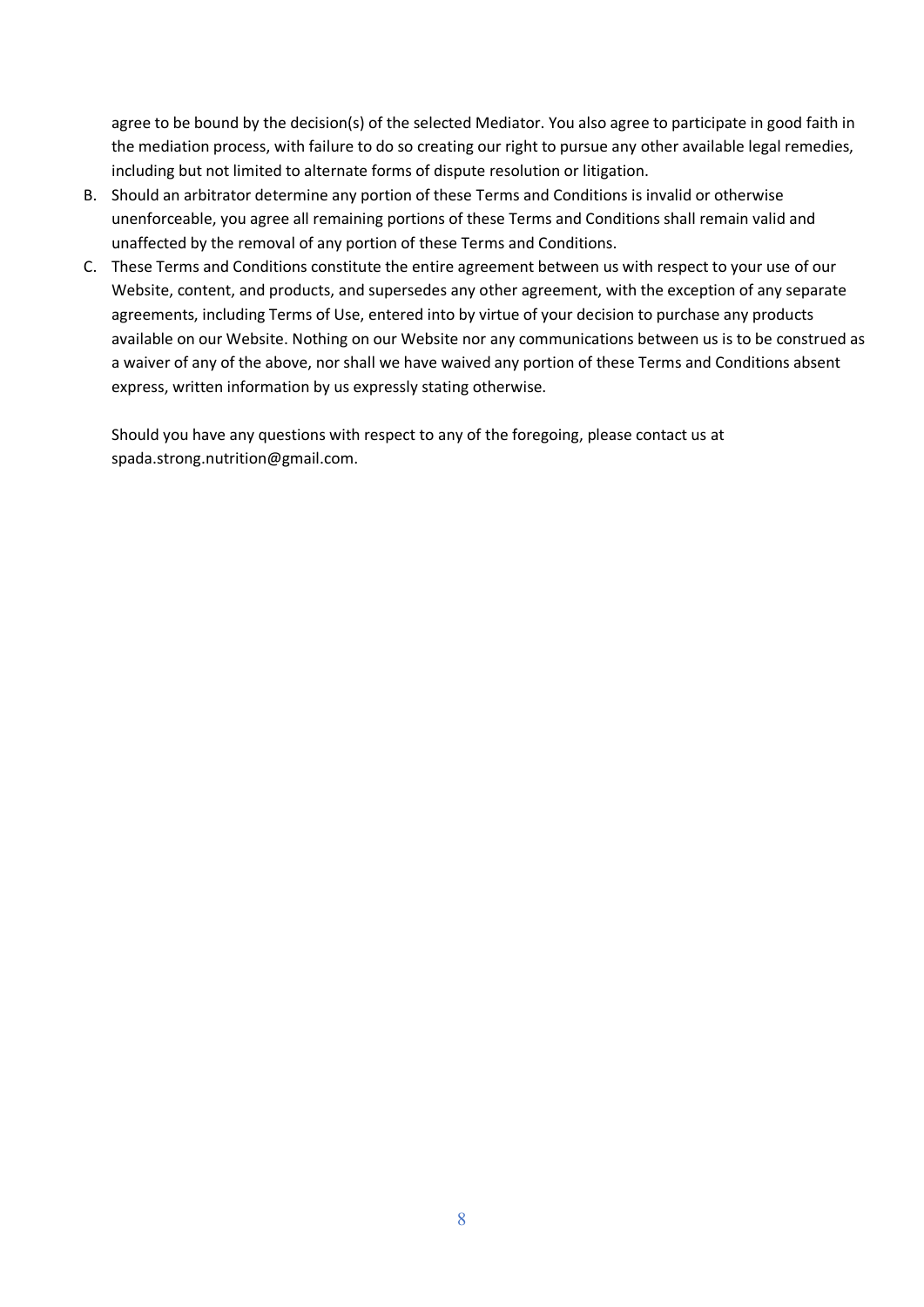agree to be bound by the decision(s) of the selected Mediator. You also agree to participate in good faith in the mediation process, with failure to do so creating our right to pursue any other available legal remedies, including but not limited to alternate forms of dispute resolution or litigation.

B. Should an arbitrator determine any portion of these Terms and Conditions is invalid or otherwise unenforceable, you agree all remaining portions of these Terms and Conditions shall remain valid and unaffected by the removal of any portion of these Terms and Conditions.

C. These Terms and Conditions constitute the entire agreement between us with respect to your use of our Website, content, and products, and supersedes any other agreement, with the exception of any separate agreements, including Terms of Use, entered into by virtue of your decision to purchase any products available on our Website. Nothing on our Website nor any communications between us is to be construed as a waiver of any of the above, nor shall we have waived any portion of these Terms and Conditions absent express, written information by us expressly stating otherwise.

Should you have any questions with respect to any of the foregoing, please contact us at spada.strong.nutrition@gmail.com.